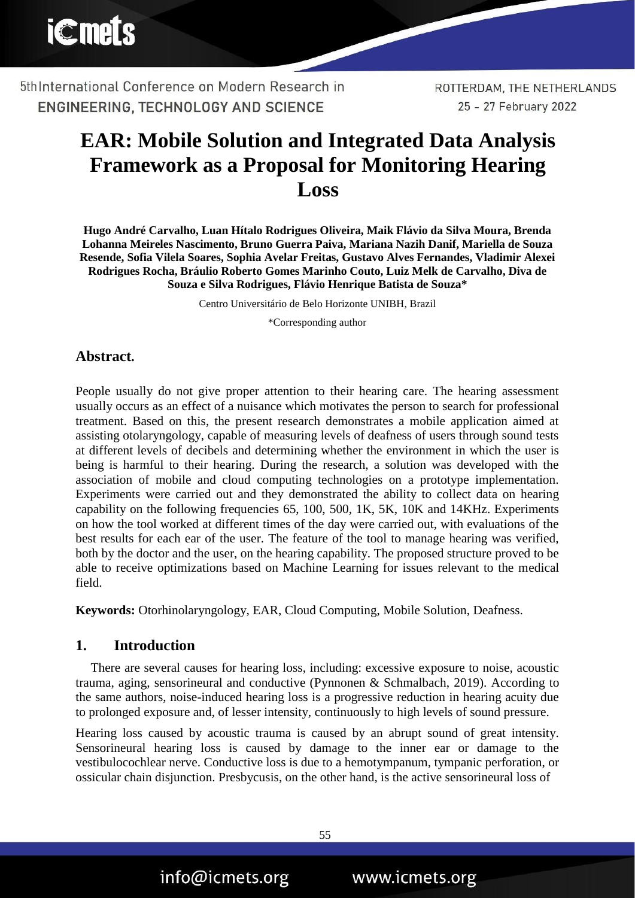# EAR: Mobile Solution and Integrated Data Analysis Framework as a Proposal for Monitoring Hearing Loss

**Hugo André Carvalho, Luan Hítalo Rodrigues Oliveira, Maik Flávio da Silva Moura, Brenda Lohanna Meireles Nascimento, Bruno Guerra Paiva, Mariana Nazih Danif, Mariella de Souza Resende, Sofia Vilela Soares, Sophia Avelar Freitas, Gustavo Alves Fernandes, Vladimir Alexei Rodrigues Rocha, Bráulio Roberto Gomes Marinho Couto, Luiz Melk de Carvalho, Diva de Souza e Silva Rodrigues, Flávio Henrique Batista de Souza***

Centro Universitário de Belo Horizonte UNIBH, Brazil

*Corresponding author

## Abstract.

People usually do not give proper attention to their hearing care. The hearing assessment usually occurs as an effect of a nuisance which motivates the person to search for professional treatment. Based on this, the present research demonstrates a mobile application aimed at assisting otolaryngology, capable of measuring levels of deafness of users through sound tests at different levels of decibels and determining whether the environment in which the user is being is harmful to their hearing. During the research, a solution was developed with the association of mobile and cloud computing technologies on a prototype implementation. Experiments were carried out and they demonstrated the ability to collect data on hearing capability on the following frequencies 65, 100, 500, 1K, 5K, 10K and 14KHz. Experiments on how the tool worked at different times of the day were carried out, with evaluations of the best results for each ear of the user. The feature of the tool to manage hearing was verified, both by the doctor and the user, on the hearing capability. The proposed structure proved to be able to receive optimizations based on Machine Learning for issues relevant to the medical field.

**Keywords:** Otorhinolaryngology, EAR, Cloud Computing, Mobile Solution, Deafness.

## 1. Introduction

There are several causes for hearing loss, including: excessive exposure to noise, acoustic trauma, aging, sensorineural and conductive (Pynnonen & Schmalbach, 2019). According to the same authors, noise-induced hearing loss is a progressive reduction in hearing acuity due to prolonged exposure and, of lesser intensity, continuously to high levels of sound pressure.

Hearing loss caused by acoustic trauma is caused by an abrupt sound of great intensity. Sensorineural hearing loss is caused by damage to the inner ear or damage to the vestibulocochlear nerve. Conductive loss is due to a hemotympanum, tympanic perforation, or ossicular chain disjunction. Presbycusis, on the other hand, is the active sensorineural loss of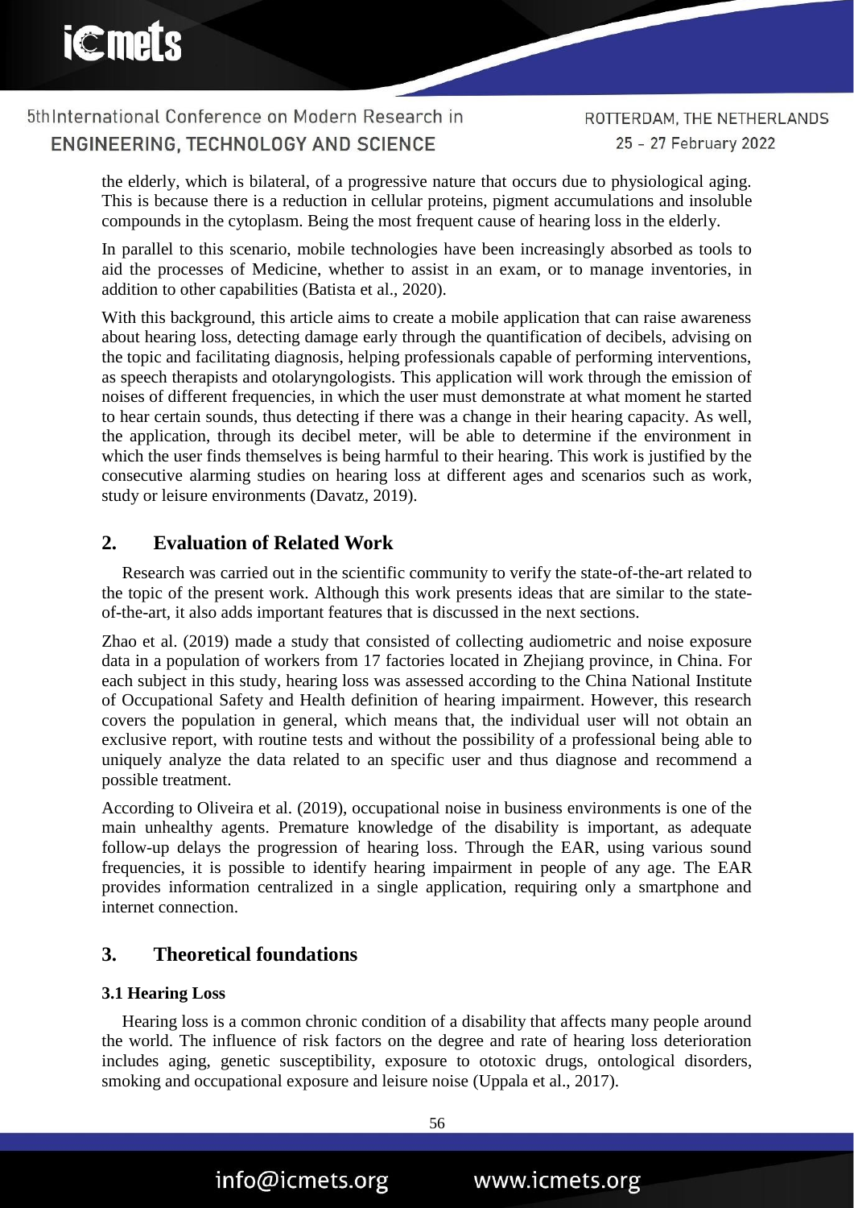the elderly, which is bilateral, of a progressive nature that occurs due to physiological aging. This is because there is a reduction in cellular proteins, pigment accumulations and insoluble compounds in the cytoplasm. Being the most frequent cause of hearing loss in the elderly.

In parallel to this scenario, mobile technologies have been increasingly absorbed as tools to aid the processes of Medicine, whether to assist in an exam, or to manage inventories, in addition to other capabilities (Batista et al., 2020).

With this background, this article aims to create a mobile application that can raise awareness about hearing loss, detecting damage early through the quantification of decibels, advising on the topic and facilitating diagnosis, helping professionals capable of performing interventions, as speech therapists and otolaryngologists. This application will work through the emission of noises of different frequencies, in which the user must demonstrate at what moment he started to hear certain sounds, thus detecting if there was a change in their hearing capacity. As well, the application, through its decibel meter, will be able to determine if the environment in which the user finds themselves is being harmful to their hearing. This work is justified by the consecutive alarming studies on hearing loss at different ages and scenarios such as work, study or leisure environments (Davatz, 2019).

## 2. Evaluation of Related Work

Research was carried out in the scientific community to verify the state-of-the-art related to the topic of the present work. Although this work presents ideas that are similar to the state-of-the-art, it also adds important features that is discussed in the next sections.

Zhao et al. (2019) made a study that consisted of collecting audiometric and noise exposure data in a population of workers from 17 factories located in Zhejiang province, in China. For each subject in this study, hearing loss was assessed according to the China National Institute of Occupational Safety and Health definition of hearing impairment. However, this research covers the population in general, which means that, the individual user will not obtain an exclusive report, with routine tests and without the possibility of a professional being able to uniquely analyze the data related to an specific user and thus diagnose and recommend a possible treatment.

According to Oliveira et al. (2019), occupational noise in business environments is one of the main unhealthy agents. Premature knowledge of the disability is important, as adequate follow-up delays the progression of hearing loss. Through the EAR, using various sound frequencies, it is possible to identify hearing impairment in people of any age. The EAR provides information centralized in a single application, requiring only a smartphone and internet connection.

## 3. Theoretical foundations

### 3.1 Hearing Loss

Hearing loss is a common chronic condition of a disability that affects many people around the world. The influence of risk factors on the degree and rate of hearing loss deterioration includes aging, genetic susceptibility, exposure to ototoxic drugs, ontological disorders, smoking and occupational exposure and leisure noise (Uppala et al., 2017).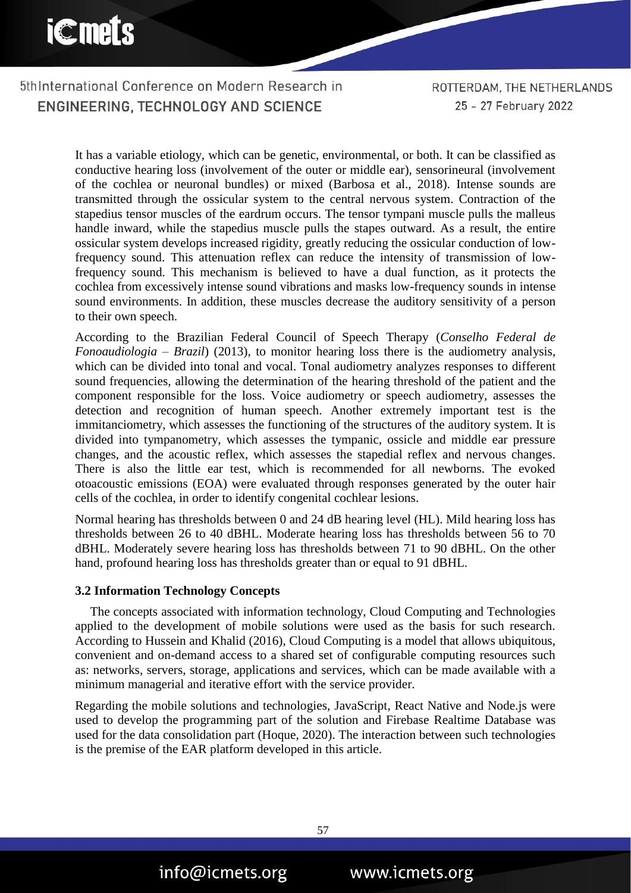It has a variable etiology, which can be genetic, environmental, or both. It can be classified as conductive hearing loss (involvement of the outer or middle ear), sensorineural (involvement of the cochlea or neuronal bundles) or mixed (Barbosa et al., 2018). Intense sounds are transmitted through the ossicular system to the central nervous system. Contraction of the stapedius tensor muscles of the eardrum occurs. The tensor tympani muscle pulls the malleus handle inward, while the stapedius muscle pulls the stapes outward. As a result, the entire ossicular system develops increased rigidity, greatly reducing the ossicular conduction of low-frequency sound. This attenuation reflex can reduce the intensity of transmission of low-frequency sound. This mechanism is believed to have a dual function, as it protects the cochlea from excessively intense sound vibrations and masks low-frequency sounds in intense sound environments. In addition, these muscles decrease the auditory sensitivity of a person to their own speech.

According to the Brazilian Federal Council of Speech Therapy (*Conselho Federal de Fonoaudiologia – Brazil*) (2013), to monitor hearing loss there is the audiometry analysis, which can be divided into tonal and vocal. Tonal audiometry analyzes responses to different sound frequencies, allowing the determination of the hearing threshold of the patient and the component responsible for the loss. Voice audiometry or speech audiometry, assesses the detection and recognition of human speech. Another extremely important test is the immitanciometry, which assesses the functioning of the structures of the auditory system. It is divided into tympanometry, which assesses the tympanic, ossicle and middle ear pressure changes, and the acoustic reflex, which assesses the stapedial reflex and nervous changes. There is also the little ear test, which is recommended for all newborns. The evoked otoacoustic emissions (EOA) were evaluated through responses generated by the outer hair cells of the cochlea, in order to identify congenital cochlear lesions.

Normal hearing has thresholds between 0 and 24 dB hearing level (HL). Mild hearing loss has thresholds between 26 to 40 dBHL. Moderate hearing loss has thresholds between 56 to 70 dBHL. Moderately severe hearing loss has thresholds between 71 to 90 dBHL. On the other hand, profound hearing loss has thresholds greater than or equal to 91 dBHL.

### 3.2 Information Technology Concepts

The concepts associated with information technology, Cloud Computing and Technologies applied to the development of mobile solutions were used as the basis for such research. According to Hussein and Khalid (2016), Cloud Computing is a model that allows ubiquitous, convenient and on-demand access to a shared set of configurable computing resources such as: networks, servers, storage, applications and services, which can be made available with a minimum managerial and iterative effort with the service provider.

Regarding the mobile solutions and technologies, JavaScript, React Native and Node.js were used to develop the programming part of the solution and Firebase Realtime Database was used for the data consolidation part (Hoque, 2020). The interaction between such technologies is the premise of the EAR platform developed in this article.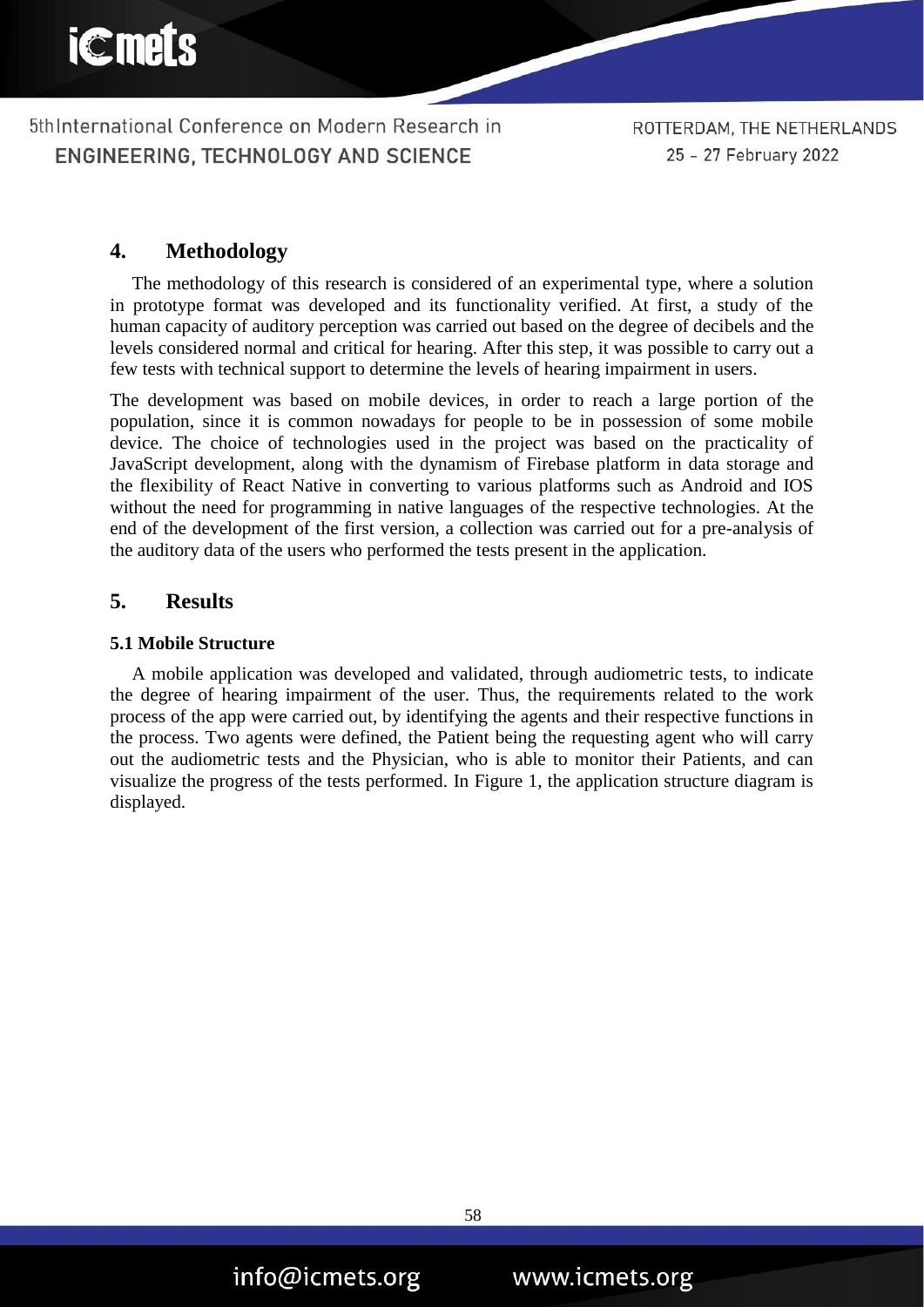## 4. Methodology

The methodology of this research is considered of an experimental type, where a solution in prototype format was developed and its functionality verified. At first, a study of the human capacity of auditory perception was carried out based on the degree of decibels and the levels considered normal and critical for hearing. After this step, it was possible to carry out a few tests with technical support to determine the levels of hearing impairment in users.

The development was based on mobile devices, in order to reach a large portion of the population, since it is common nowadays for people to be in possession of some mobile device. The choice of technologies used in the project was based on the practicality of JavaScript development, along with the dynamism of Firebase platform in data storage and the flexibility of React Native in converting to various platforms such as Android and IOS without the need for programming in native languages of the respective technologies. At the end of the development of the first version, a collection was carried out for a pre-analysis of the auditory data of the users who performed the tests present in the application.

## 5. Results

### 5.1 Mobile Structure

A mobile application was developed and validated, through audiometric tests, to indicate the degree of hearing impairment of the user. Thus, the requirements related to the work process of the app were carried out, by identifying the agents and their respective functions in the process. Two agents were defined, the Patient being the requesting agent who will carry out the audiometric tests and the Physician, who is able to monitor their Patients, and can visualize the progress of the tests performed. In Figure 1, the application structure diagram is displayed.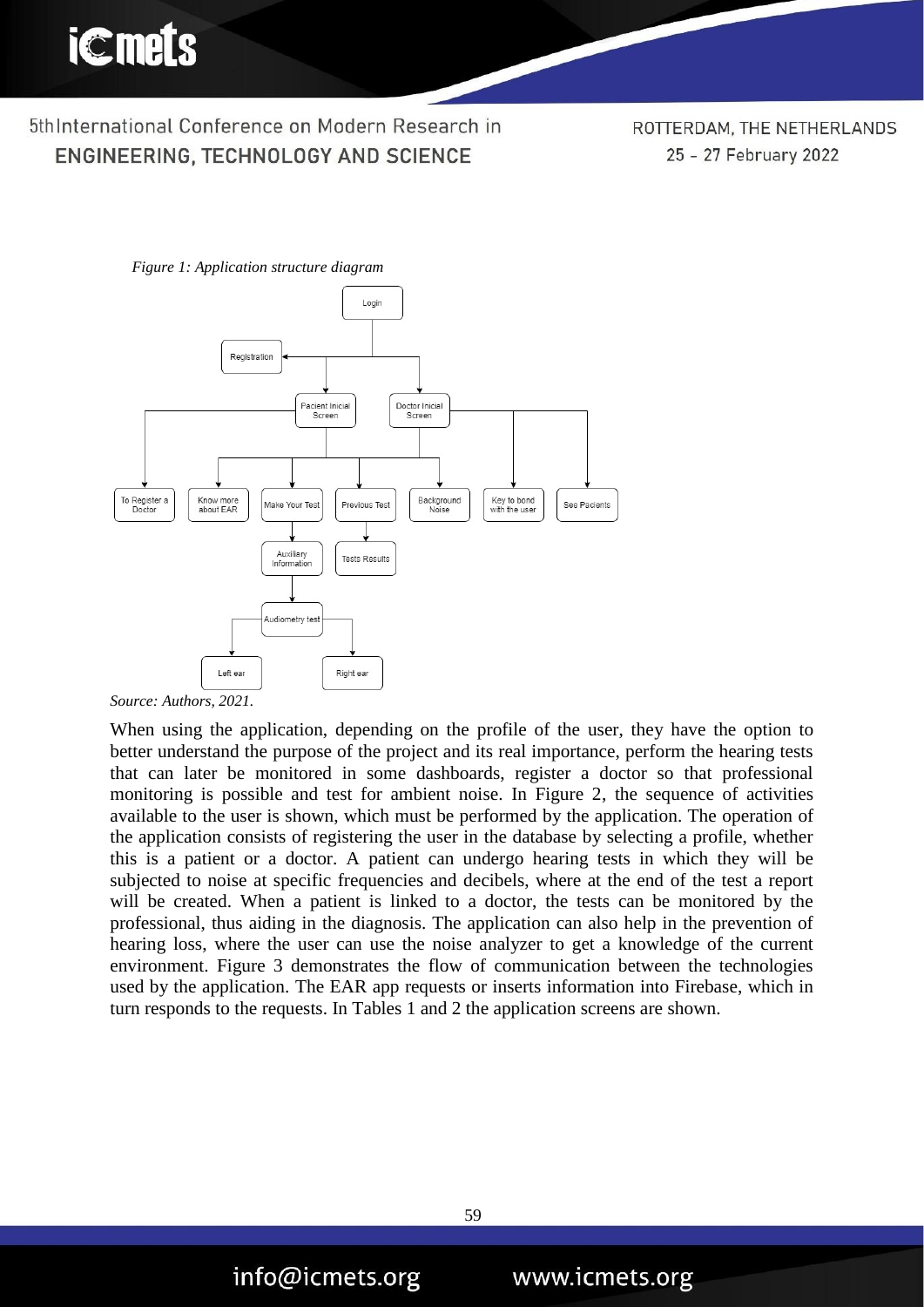*Figure 1: Application structure diagram*

*Source: Authors, 2021.*

When using the application, depending on the profile of the user, they have the option to better understand the purpose of the project and its real importance, perform the hearing tests that can later be monitored in some dashboards, register a doctor so that professional monitoring is possible and test for ambient noise. In Figure 2, the sequence of activities available to the user is shown, which must be performed by the application. The operation of the application consists of registering the user in the database by selecting a profile, whether this is a patient or a doctor. A patient can undergo hearing tests in which they will be subjected to noise at specific frequencies and decibels, where at the end of the test a report will be created. When a patient is linked to a doctor, the tests can be monitored by the professional, thus aiding in the diagnosis. The application can also help in the prevention of hearing loss, where the user can use the noise analyzer to get a knowledge of the current environment. Figure 3 demonstrates the flow of communication between the technologies used by the application. The EAR app requests or inserts information into Firebase, which in turn responds to the requests. In Tables 1 and 2 the application screens are shown.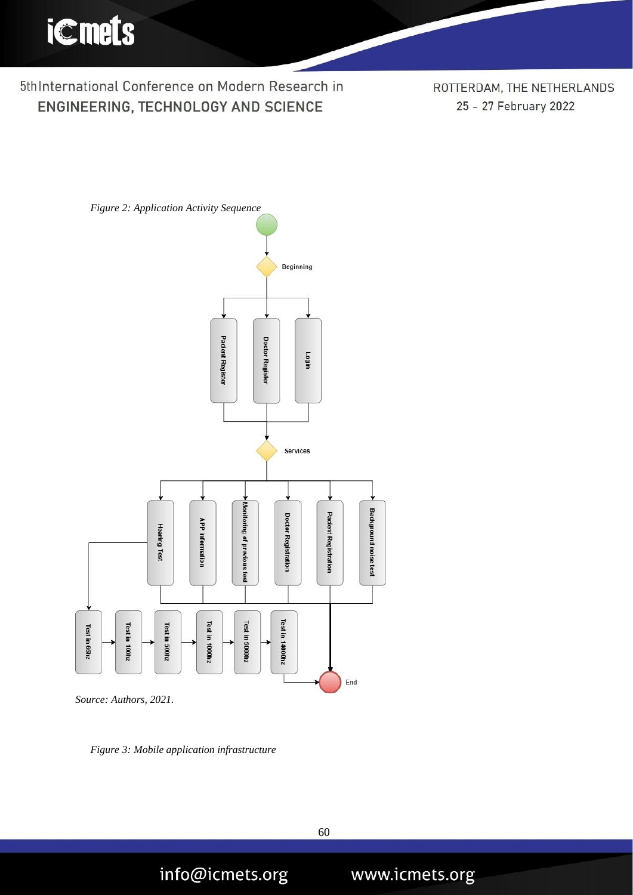*Figure 2: Application Activity Sequence*

Beginning

Pacient Register

Doctor Register

Login

Services

Hearing Test

APP information

Monitoring of previous test

Doctor Registration

Pacient Registration

Background noise test

Test in 65hz

Test in 100hz

Test in 500hz

Test in 1000hz

Test in 5000hz

Test in 14000hz

End

*Source: Authors, 2021.*

*Figure 3: Mobile application infrastructure*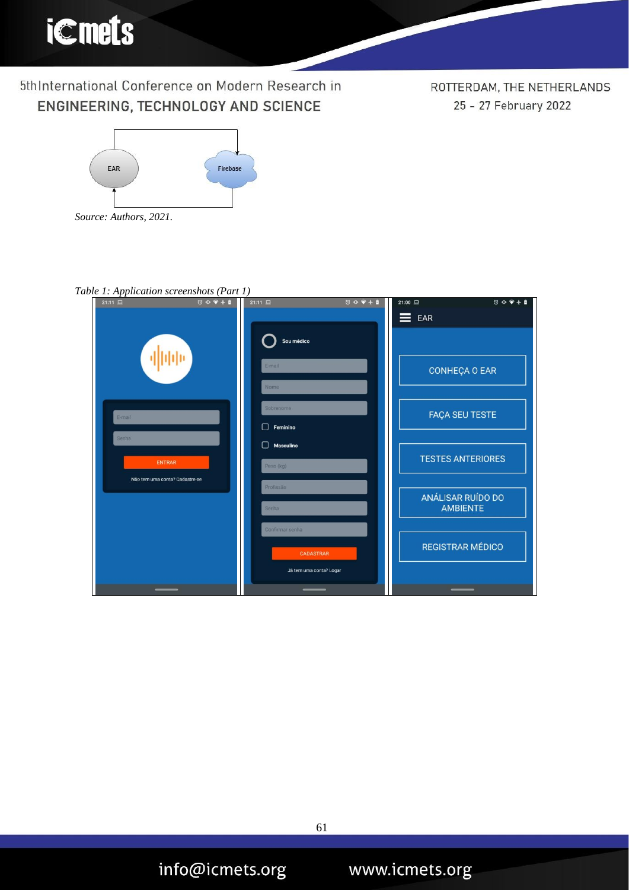Source: Authors, 2021.

*Table 1: Application screenshots (Part 1)*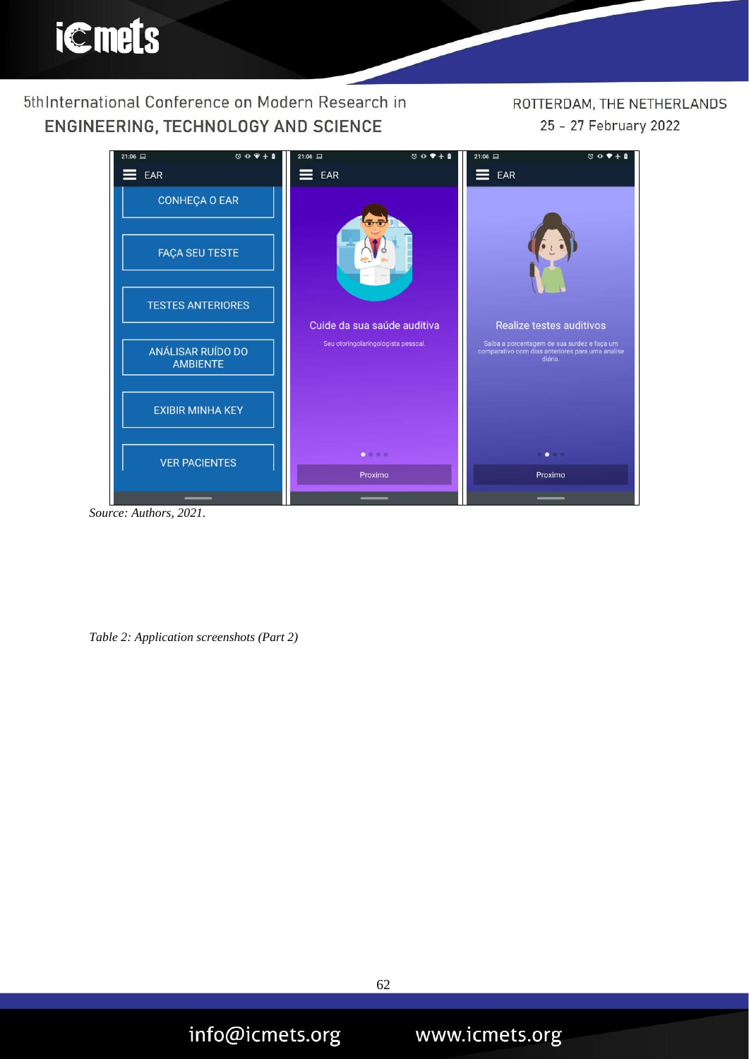*Source: Authors, 2021.*

*Table 2: Application screenshots (Part 2)*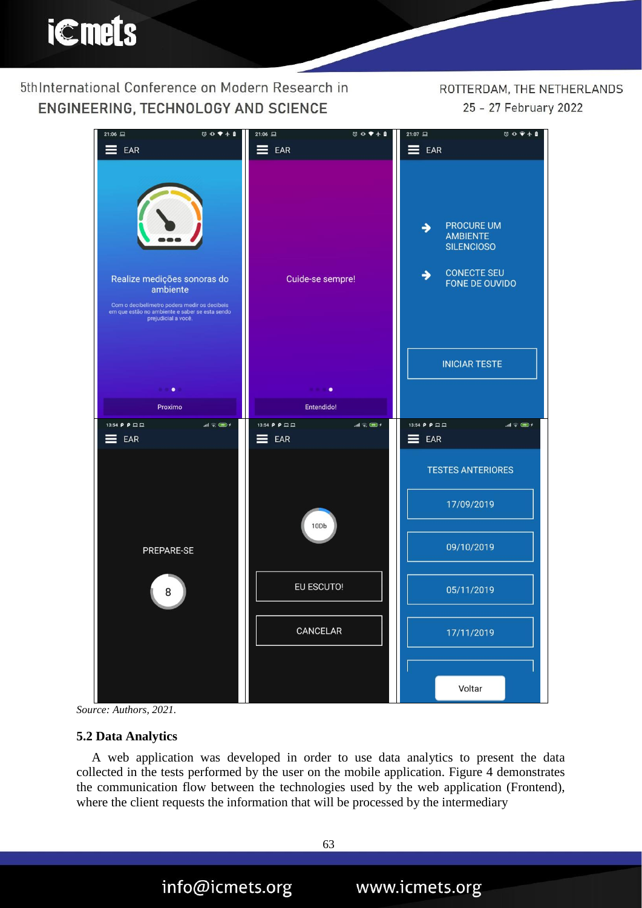Source: *Authors, 2021.*

### 5.2 Data Analytics

A web application was developed in order to use data analytics to present the data collected in the tests performed by the user on the mobile application. Figure 4 demonstrates the communication flow between the technologies used by the web application (Frontend), where the client requests the information that will be processed by the intermediary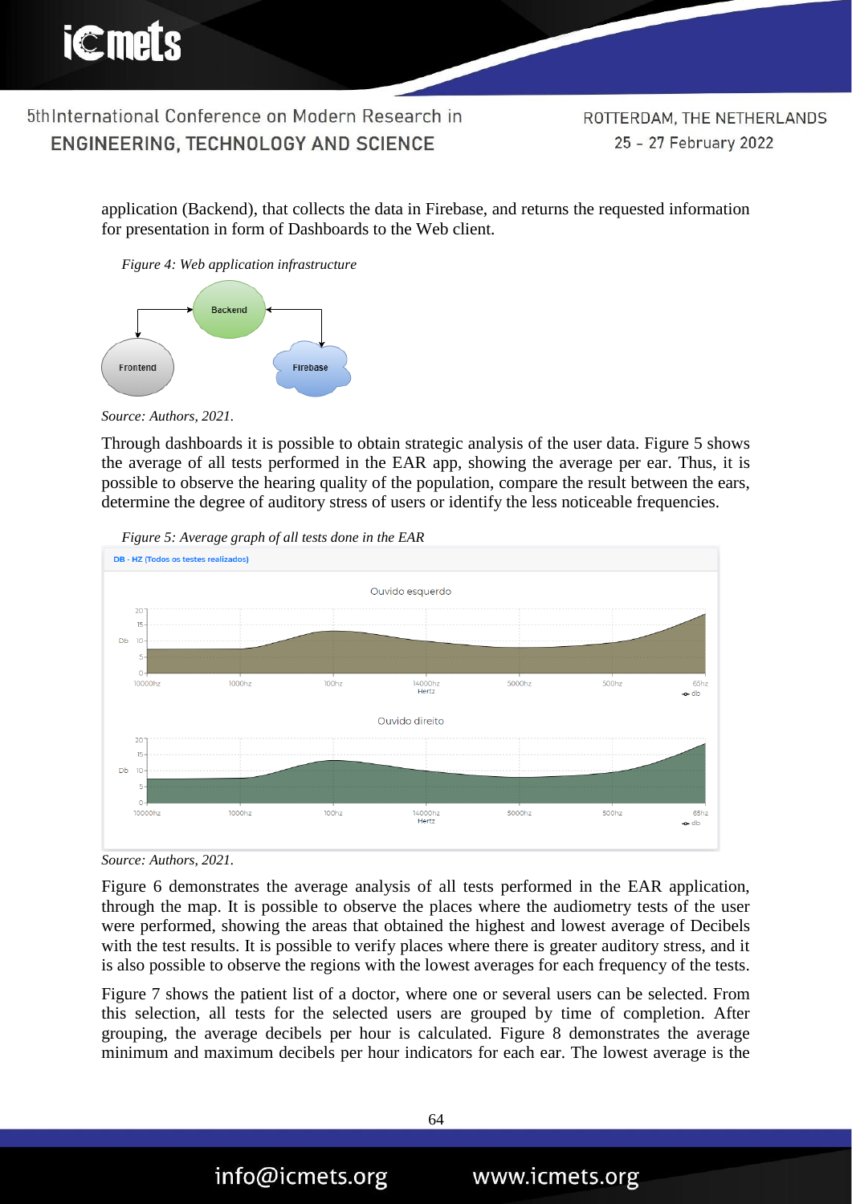application (Backend), that collects the data in Firebase, and returns the requested information for presentation in form of Dashboards to the Web client.

*Figure 4: Web application infrastructure*

*Source: Authors, 2021.*

Through dashboards it is possible to obtain strategic analysis of the user data. Figure 5 shows the average of all tests performed in the EAR app, showing the average per ear. Thus, it is possible to observe the hearing quality of the population, compare the result between the ears, determine the degree of auditory stress of users or identify the less noticeable frequencies.

*Figure 5: Average graph of all tests done in the EAR*

*Source: Authors, 2021.*

Figure 6 demonstrates the average analysis of all tests performed in the EAR application, through the map. It is possible to observe the places where the audiometry tests of the user were performed, showing the areas that obtained the highest and lowest average of Decibels with the test results. It is possible to verify places where there is greater auditory stress, and it is also possible to observe the regions with the lowest averages for each frequency of the tests.

Figure 7 shows the patient list of a doctor, where one or several users can be selected. From this selection, all tests for the selected users are grouped by time of completion. After grouping, the average decibels per hour is calculated. Figure 8 demonstrates the average minimum and maximum decibels per hour indicators for each ear. The lowest average is the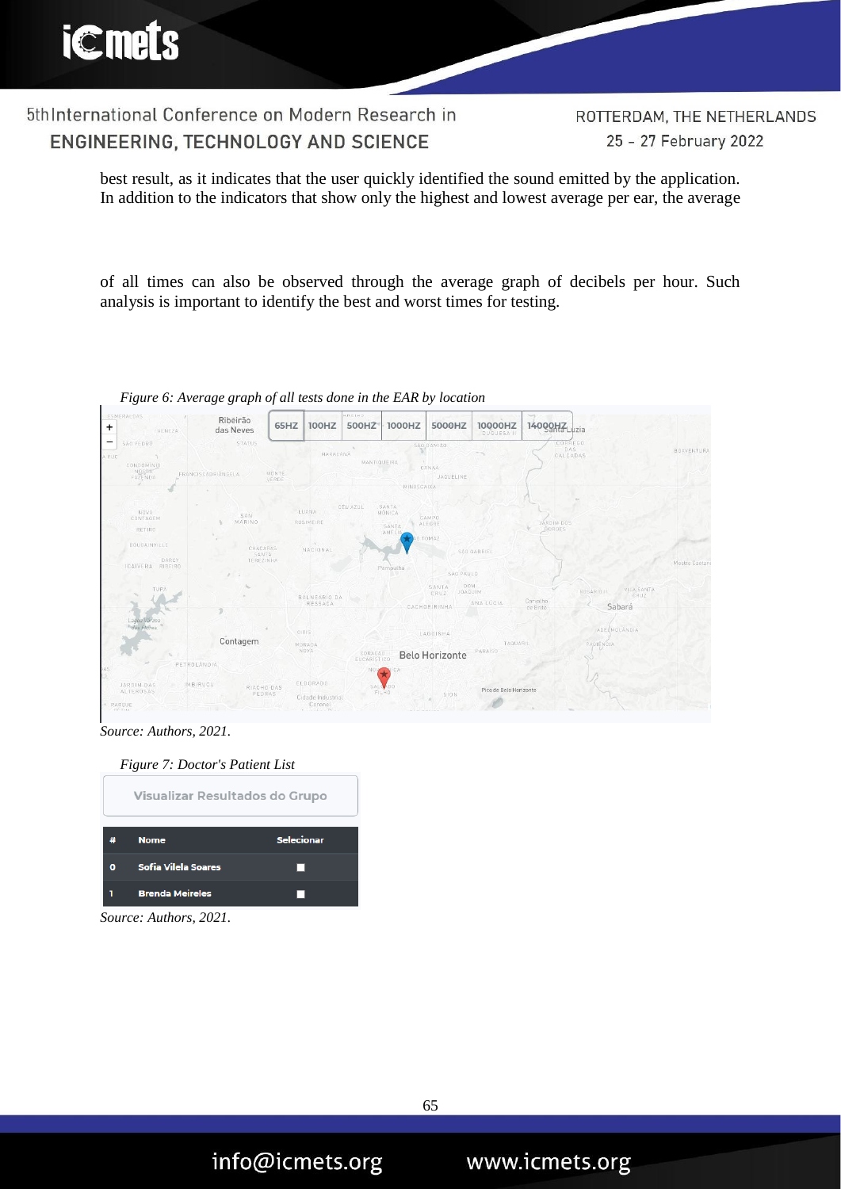best result, as it indicates that the user quickly identified the sound emitted by the application. In addition to the indicators that show only the highest and lowest average per ear, the average

of all times can also be observed through the average graph of decibels per hour. Such analysis is important to identify the best and worst times for testing.

*Figure 6: Average graph of all tests done in the EAR by location*

Source: Authors, 2021.

*Figure 7: Doctor's Patient List*

| # | Nome | Selecionar |
|---|---|---|
| 0 | Sofia Vilela Soares | ■ |
| 1 | Brenda Meireles | ■ |

Source: Authors, 2021.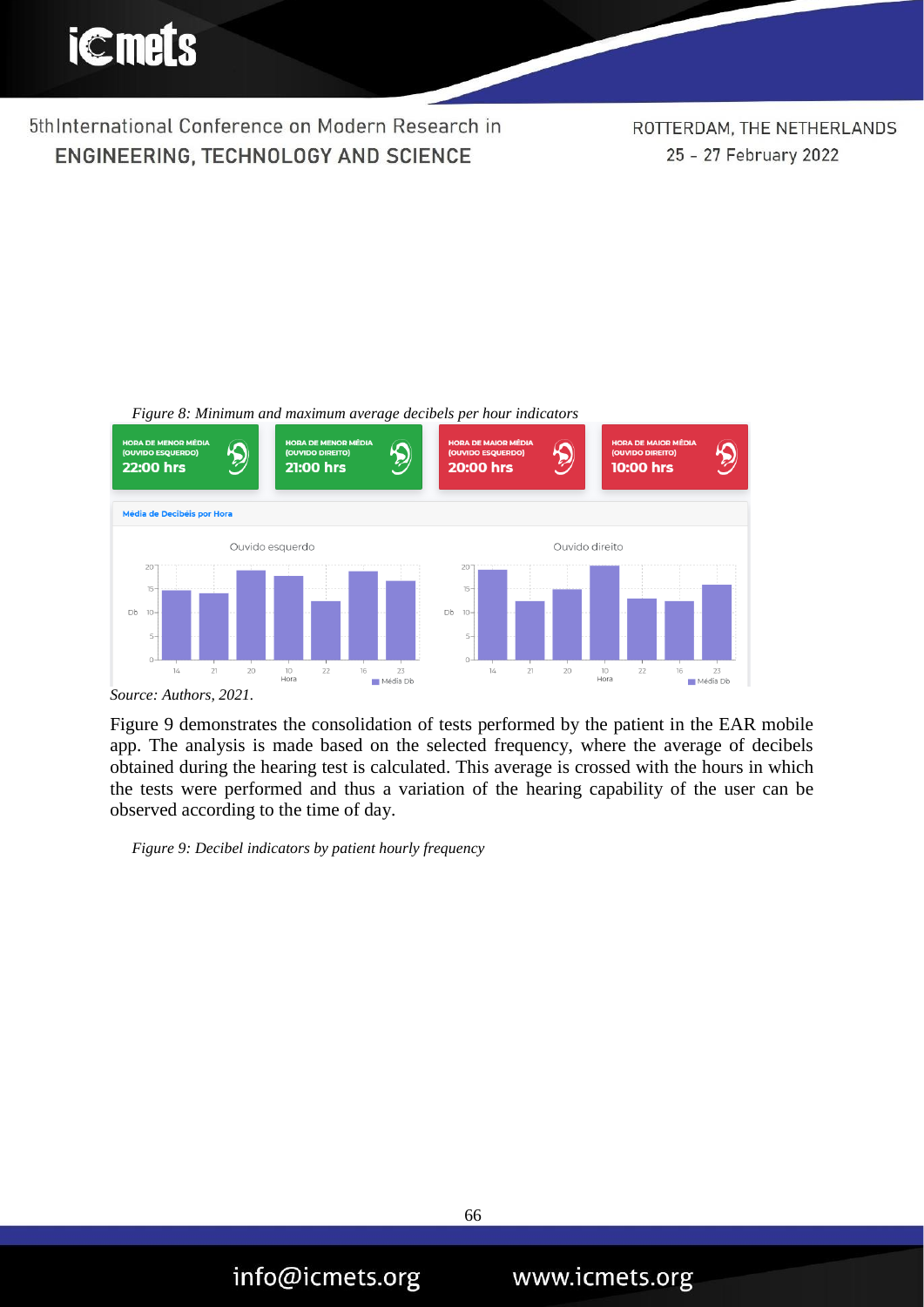*Figure 8: Minimum and maximum average decibels per hour indicators*

*Source: Authors, 2021.*

Figure 9 demonstrates the consolidation of tests performed by the patient in the EAR mobile app. The analysis is made based on the selected frequency, where the average of decibels obtained during the hearing test is calculated. This average is crossed with the hours in which the tests were performed and thus a variation of the hearing capability of the user can be observed according to the time of day.

*Figure 9: Decibel indicators by patient hourly frequency*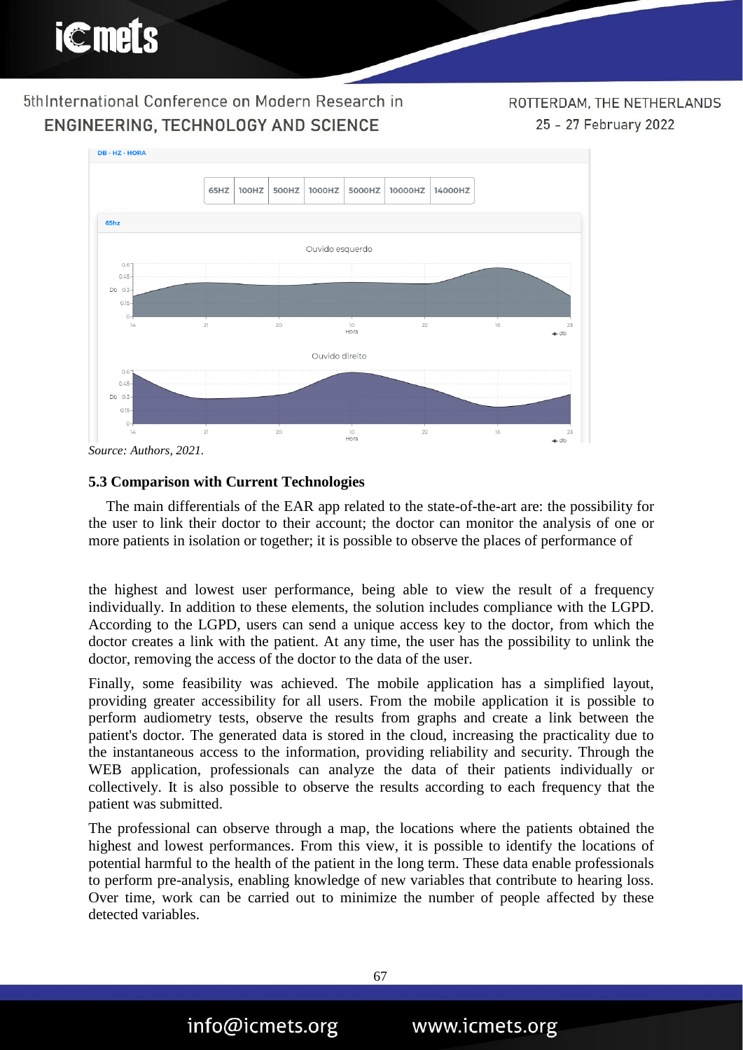DB - HZ - HORA

| 65HZ | 100HZ | 500HZ | 1000HZ | 5000HZ | 10000HZ | 14000HZ |
|---|---|---|---|---|---|---|

65hz

Ouvido esquerdo

Ouvido direito

*Source: Authors, 2021.*

### 5.3 Comparison with Current Technologies

The main differentials of the EAR app related to the state-of-the-art are: the possibility for the user to link their doctor to their account; the doctor can monitor the analysis of one or more patients in isolation or together; it is possible to observe the places of performance of the highest and lowest user performance, being able to view the result of a frequency individually. In addition to these elements, the solution includes compliance with the LGPD. According to the LGPD, users can send a unique access key to the doctor, from which the doctor creates a link with the patient. At any time, the user has the possibility to unlink the doctor, removing the access of the doctor to the data of the user.

Finally, some feasibility was achieved. The mobile application has a simplified layout, providing greater accessibility for all users. From the mobile application it is possible to perform audiometry tests, observe the results from graphs and create a link between the patient's doctor. The generated data is stored in the cloud, increasing the practicality due to the instantaneous access to the information, providing reliability and security. Through the WEB application, professionals can analyze the data of their patients individually or collectively. It is also possible to observe the results according to each frequency that the patient was submitted.

The professional can observe through a map, the locations where the patients obtained the highest and lowest performances. From this view, it is possible to identify the locations of potential harmful to the health of the patient in the long term. These data enable professionals to perform pre-analysis, enabling knowledge of new variables that contribute to hearing loss. Over time, work can be carried out to minimize the number of people affected by these detected variables.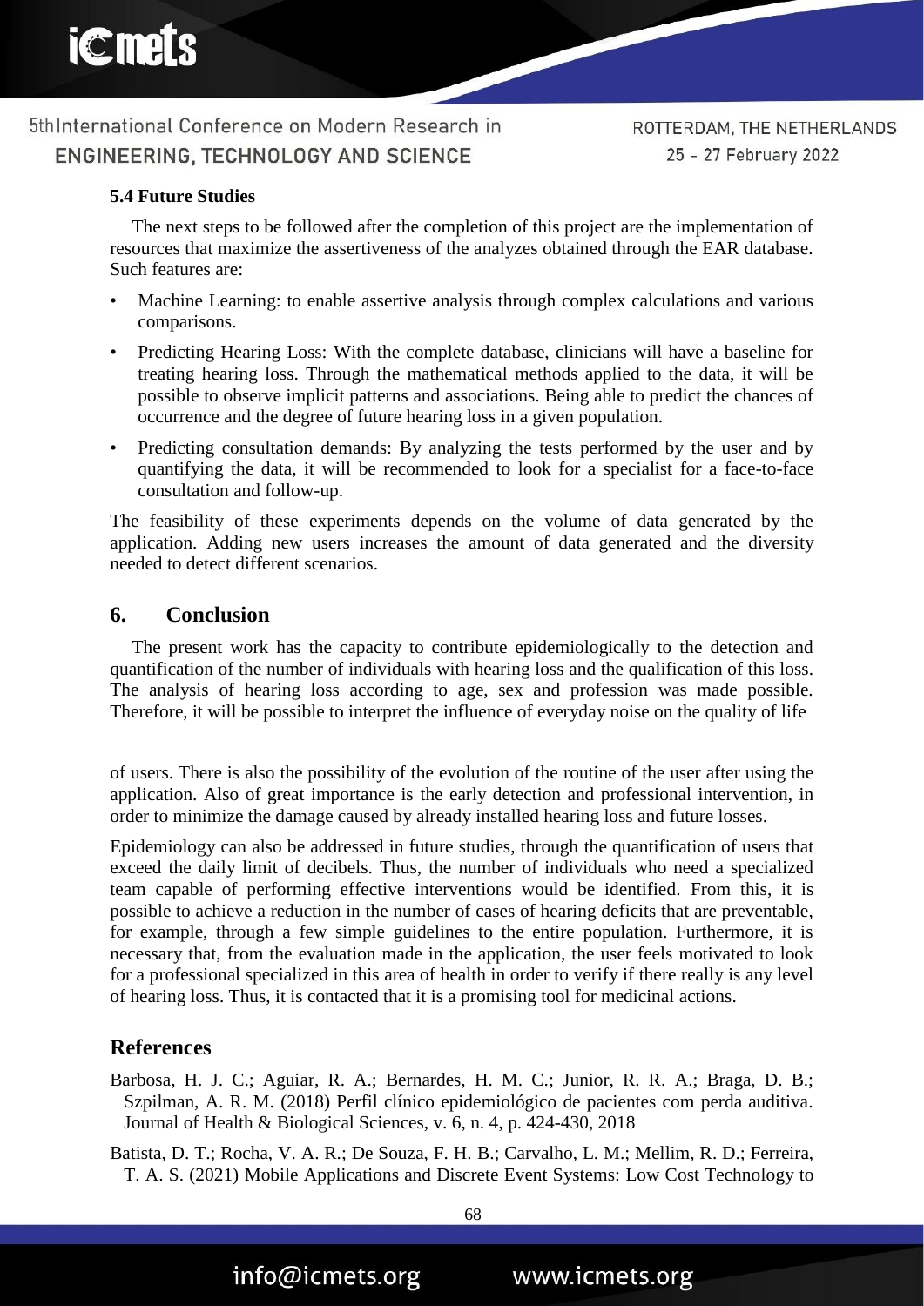### 5.4 Future Studies

The next steps to be followed after the completion of this project are the implementation of resources that maximize the assertiveness of the analyzes obtained through the EAR database. Such features are:

- Machine Learning: to enable assertive analysis through complex calculations and various comparisons.
- Predicting Hearing Loss: With the complete database, clinicians will have a baseline for treating hearing loss. Through the mathematical methods applied to the data, it will be possible to observe implicit patterns and associations. Being able to predict the chances of occurrence and the degree of future hearing loss in a given population.
- Predicting consultation demands: By analyzing the tests performed by the user and by quantifying the data, it will be recommended to look for a specialist for a face-to-face consultation and follow-up.

The feasibility of these experiments depends on the volume of data generated by the application. Adding new users increases the amount of data generated and the diversity needed to detect different scenarios.

## 6. Conclusion

The present work has the capacity to contribute epidemiologically to the detection and quantification of the number of individuals with hearing loss and the qualification of this loss. The analysis of hearing loss according to age, sex and profession was made possible. Therefore, it will be possible to interpret the influence of everyday noise on the quality of life of users. There is also the possibility of the evolution of the routine of the user after using the application. Also of great importance is the early detection and professional intervention, in order to minimize the damage caused by already installed hearing loss and future losses.

Epidemiology can also be addressed in future studies, through the quantification of users that exceed the daily limit of decibels. Thus, the number of individuals who need a specialized team capable of performing effective interventions would be identified. From this, it is possible to achieve a reduction in the number of cases of hearing deficits that are preventable, for example, through a few simple guidelines to the entire population. Furthermore, it is necessary that, from the evaluation made in the application, the user feels motivated to look for a professional specialized in this area of health in order to verify if there really is any level of hearing loss. Thus, it is contacted that it is a promising tool for medicinal actions.

## References

Barbosa, H. J. C.; Aguiar, R. A.; Bernardes, H. M. C.; Junior, R. R. A.; Braga, D. B.; Szpilman, A. R. M. (2018) Perfil clínico epidemiológico de pacientes com perda auditiva. Journal of Health & Biological Sciences, v. 6, n. 4, p. 424-430, 2018

Batista, D. T.; Rocha, V. A. R.; De Souza, F. H. B.; Carvalho, L. M.; Mellim, R. D.; Ferreira, T. A. S. (2021) Mobile Applications and Discrete Event Systems: Low Cost Technology to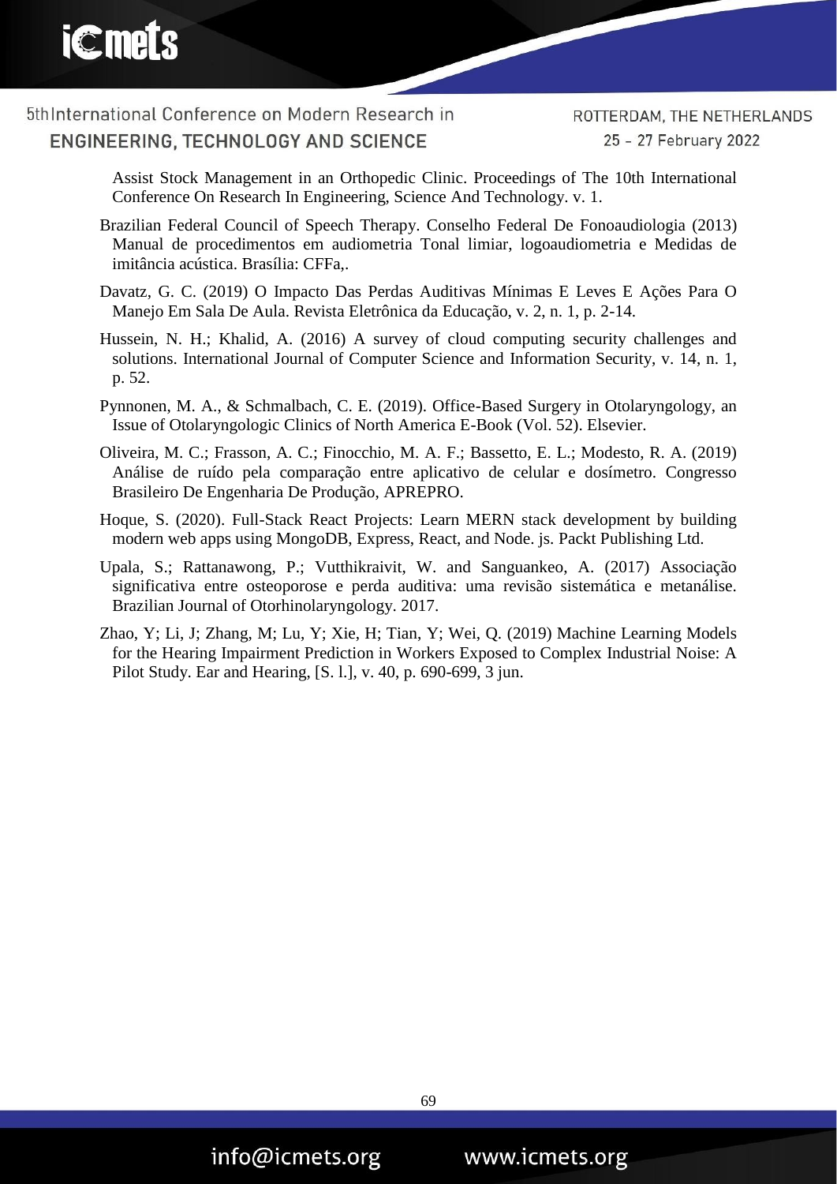Assist Stock Management in an Orthopedic Clinic. Proceedings of The 10th International Conference On Research In Engineering, Science And Technology. v. 1.

Brazilian Federal Council of Speech Therapy. Conselho Federal De Fonoaudiologia (2013) Manual de procedimentos em audiometria Tonal limiar, logoaudiometria e Medidas de imitância acústica. Brasília: CFFa,.

Davatz, G. C. (2019) O Impacto Das Perdas Auditivas Mínimas E Leves E Ações Para O Manejo Em Sala De Aula. Revista Eletrônica da Educação, v. 2, n. 1, p. 2-14.

Hussein, N. H.; Khalid, A. (2016) A survey of cloud computing security challenges and solutions. International Journal of Computer Science and Information Security, v. 14, n. 1, p. 52.

Pynnonen, M. A., & Schmalbach, C. E. (2019). Office-Based Surgery in Otolaryngology, an Issue of Otolaryngologic Clinics of North America E-Book (Vol. 52). Elsevier.

Oliveira, M. C.; Frasson, A. C.; Finocchio, M. A. F.; Bassetto, E. L.; Modesto, R. A. (2019) Análise de ruído pela comparação entre aplicativo de celular e dosímetro. Congresso Brasileiro De Engenharia De Produção, APREPRO.

Hoque, S. (2020). Full-Stack React Projects: Learn MERN stack development by building modern web apps using MongoDB, Express, React, and Node. js. Packt Publishing Ltd.

Upala, S.; Rattanawong, P.; Vutthikraivit, W. and Sanguankeo, A. (2017) Associação significativa entre osteoporose e perda auditiva: uma revisão sistemática e metanálise. Brazilian Journal of Otorhinolaryngology. 2017.

Zhao, Y; Li, J; Zhang, M; Lu, Y; Xie, H; Tian, Y; Wei, Q. (2019) Machine Learning Models for the Hearing Impairment Prediction in Workers Exposed to Complex Industrial Noise: A Pilot Study. Ear and Hearing, [S. l.], v. 40, p. 690-699, 3 jun.